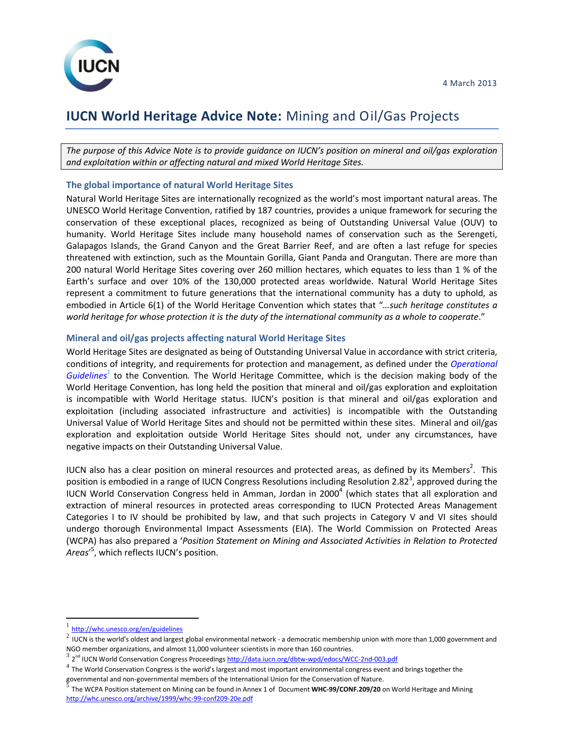4 March 2013

# IUCN World Heritage Advice Note: Mining and Oil/Gas Projects

*The purpose of this Advice Note is to provide guidance on IUCN's position on mineral and oil/gas exploration and exploitation within or affecting natural and mixed World Heritage Sites.*

## The global importance of natural World Heritage Sites

Natural World Heritage Sites are internationally recognized as the world's most important natural areas. The UNESCO World Heritage Convention, ratified by 187 countries, provides a unique framework for securing the conservation of these exceptional places, recognized as being of Outstanding Universal Value (OUV) to humanity. World Heritage Sites include many household names of conservation such as the Serengeti, Galapagos Islands, the Grand Canyon and the Great Barrier Reef, and are often a last refuge for species threatened with extinction, such as the Mountain Gorilla, Giant Panda and Orangutan. There are more than 200 natural World Heritage Sites covering over 260 million hectares, which equates to less than 1 % of the Earth's surface and over 10% of the 130,000 protected areas worldwide. Natural World Heritage Sites represent a commitment to future generations that the international community has a duty to uphold, as embodied in Article 6(1) of the World Heritage Convention which states that "*…such heritage constitutes a world heritage for whose protection it is the duty of the international community as a whole to cooperate*."

## Mineral and oil/gas projects affecting natural World Heritage Sites

World Heritage Sites are designated as being of Outstanding Universal Value in accordance with strict criteria, conditions of integrity, and requirements for protection and management, as defined under the *Operational Guidelines*[1] to the Convention*.* The World Heritage Committee, which is the decision making body of the World Heritage Convention, has long held the position that mineral and oil/gas exploration and exploitation is incompatible with World Heritage status. IUCN's position is that mineral and oil/gas exploration and exploitation (including associated infrastructure and activities) is incompatible with the Outstanding Universal Value of World Heritage Sites and should not be permitted within these sites. Mineral and oil/gas exploration and exploitation outside World Heritage Sites should not, under any circumstances, have negative impacts on their Outstanding Universal Value.

IUCN also has a clear position on mineral resources and protected areas, as defined by its Members[2]. This position is embodied in a range of IUCN Congress Resolutions including Resolution 2.82[3], approved during the IUCN World Conservation Congress held in Amman, Jordan in 2000[4] (which states that all exploration and extraction of mineral resources in protected areas corresponding to IUCN Protected Areas Management Categories I to IV should be prohibited by law, and that such projects in Category V and VI sites should undergo thorough Environmental Impact Assessments (EIA). The World Commission on Protected Areas (WCPA) has also prepared a '*Position Statement on Mining and Associated Activities in Relation to Protected Areas*'[5], which reflects IUCN's position.

---

[1] http://whc.unesco.org/en/guidelines

[2] IUCN is the world's oldest and largest global environmental network - a democratic membership union with more than 1,000 government and NGO member organizations, and almost 11,000 volunteer scientists in more than 160 countries.

[3] 2nd IUCN World Conservation Congress Proceedings http://data.iucn.org/dbtw-wpd/edocs/WCC-2nd-003.pdf

[4] The World Conservation Congress is the world's largest and most important environmental congress event and brings together the governmental and non-governmental members of the International Union for the Conservation of Nature.

[5] The WCPA Position statement on Mining can be found in Annex 1 of Document **WHC-99/CONF.209/20** on World Heritage and Mining http://whc.unesco.org/archive/1999/whc-99-conf209-20e.pdf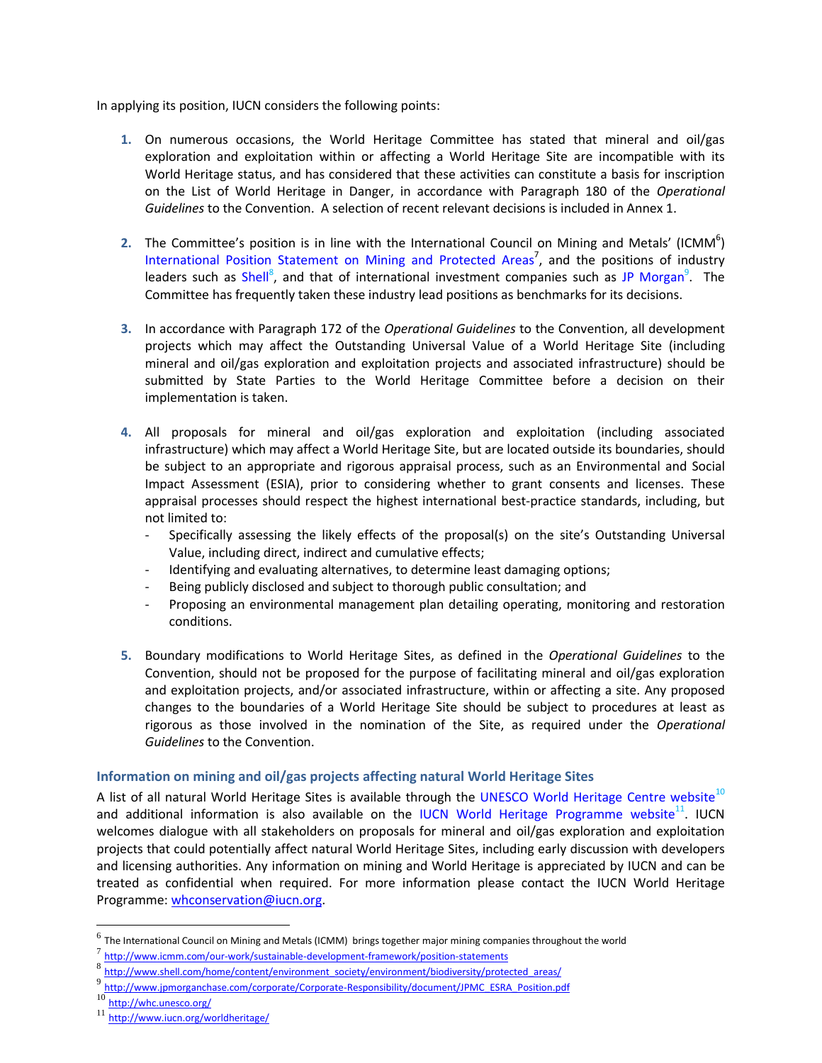In applying its position, IUCN considers the following points:

1. On numerous occasions, the World Heritage Committee has stated that mineral and oil/gas exploration and exploitation within or affecting a World Heritage Site are incompatible with its World Heritage status, and has considered that these activities can constitute a basis for inscription on the List of World Heritage in Danger, in accordance with Paragraph 180 of the *Operational Guidelines* to the Convention. A selection of recent relevant decisions is included in Annex 1.

2. The Committee's position is in line with the International Council on Mining and Metals' (ICMM[6]) International Position Statement on Mining and Protected Areas[7], and the positions of industry leaders such as Shell[8], and that of international investment companies such as JP Morgan[9]. The Committee has frequently taken these industry lead positions as benchmarks for its decisions.

3. In accordance with Paragraph 172 of the *Operational Guidelines* to the Convention, all development projects which may affect the Outstanding Universal Value of a World Heritage Site (including mineral and oil/gas exploration and exploitation projects and associated infrastructure) should be submitted by State Parties to the World Heritage Committee before a decision on their implementation is taken.

4. All proposals for mineral and oil/gas exploration and exploitation (including associated infrastructure) which may affect a World Heritage Site, but are located outside its boundaries, should be subject to an appropriate and rigorous appraisal process, such as an Environmental and Social Impact Assessment (ESIA), prior to considering whether to grant consents and licenses. These appraisal processes should respect the highest international best-practice standards, including, but not limited to:
   - Specifically assessing the likely effects of the proposal(s) on the site's Outstanding Universal Value, including direct, indirect and cumulative effects;
   - Identifying and evaluating alternatives, to determine least damaging options;
   - Being publicly disclosed and subject to thorough public consultation; and
   - Proposing an environmental management plan detailing operating, monitoring and restoration conditions.

5. Boundary modifications to World Heritage Sites, as defined in the *Operational Guidelines* to the Convention, should not be proposed for the purpose of facilitating mineral and oil/gas exploration and exploitation projects, and/or associated infrastructure, within or affecting a site. Any proposed changes to the boundaries of a World Heritage Site should be subject to procedures at least as rigorous as those involved in the nomination of the Site, as required under the *Operational Guidelines* to the Convention.

### Information on mining and oil/gas projects affecting natural World Heritage Sites

A list of all natural World Heritage Sites is available through the UNESCO World Heritage Centre website[10] and additional information is also available on the IUCN World Heritage Programme website[11]. IUCN welcomes dialogue with all stakeholders on proposals for mineral and oil/gas exploration and exploitation projects that could potentially affect natural World Heritage Sites, including early discussion with developers and licensing authorities. Any information on mining and World Heritage is appreciated by IUCN and can be treated as confidential when required. For more information please contact the IUCN World Heritage Programme: whconservation@iucn.org.

---

[6] The International Council on Mining and Metals (ICMM) brings together major mining companies throughout the world

[7] http://www.icmm.com/our-work/sustainable-development-framework/position-statements

[8] http://www.shell.com/home/content/environment_society/environment/biodiversity/protected_areas/

[9] http://www.jpmorganchase.com/corporate/Corporate-Responsibility/document/JPMC_ESRA_Position.pdf

[10] http://whc.unesco.org/

[11] http://www.iucn.org/worldheritage/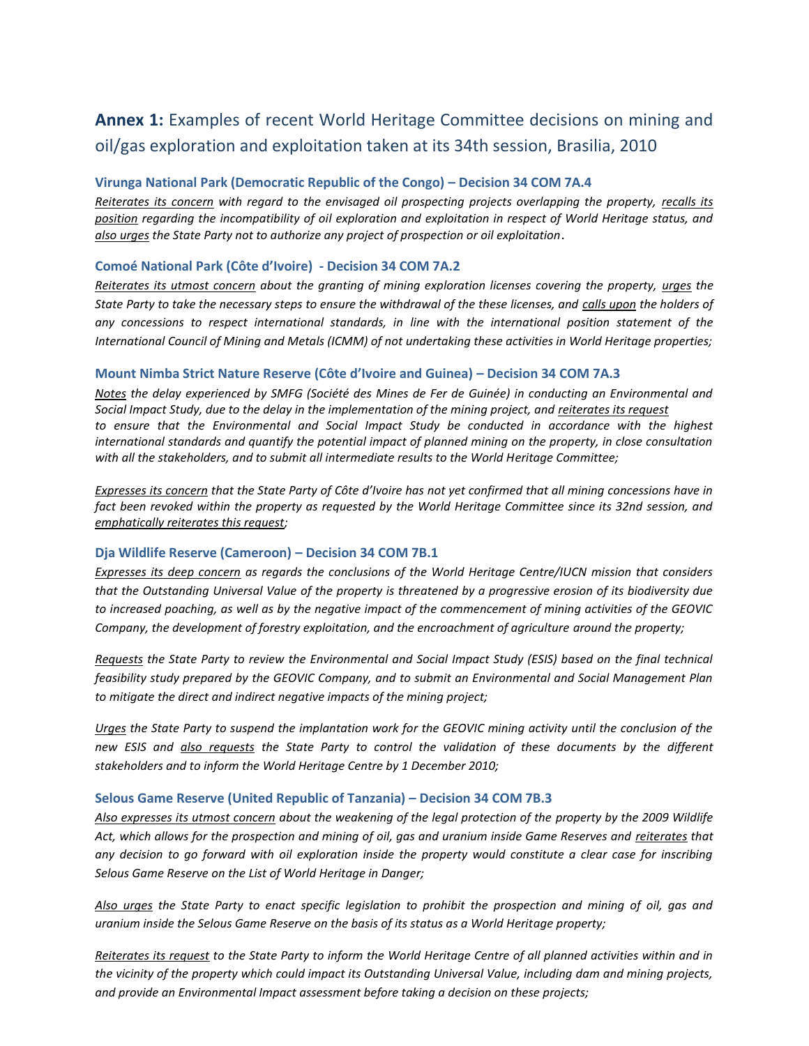## **Annex 1:** Examples of recent World Heritage Committee decisions on mining and oil/gas exploration and exploitation taken at its 34th session, Brasilia, 2010

### Virunga National Park (Democratic Republic of the Congo) – Decision 34 COM 7A.4

*Reiterates its concern with regard to the envisaged oil prospecting projects overlapping the property, recalls its position regarding the incompatibility of oil exploration and exploitation in respect of World Heritage status, and also urges the State Party not to authorize any project of prospection or oil exploitation.*

### Comoé National Park (Côte d'Ivoire) - Decision 34 COM 7A.2

*Reiterates its utmost concern about the granting of mining exploration licenses covering the property, urges the State Party to take the necessary steps to ensure the withdrawal of the these licenses, and calls upon the holders of any concessions to respect international standards, in line with the international position statement of the International Council of Mining and Metals (ICMM) of not undertaking these activities in World Heritage properties;*

### Mount Nimba Strict Nature Reserve (Côte d'Ivoire and Guinea) – Decision 34 COM 7A.3

*Notes the delay experienced by SMFG (Société des Mines de Fer de Guinée) in conducting an Environmental and Social Impact Study, due to the delay in the implementation of the mining project, and reiterates its request to ensure that the Environmental and Social Impact Study be conducted in accordance with the highest international standards and quantify the potential impact of planned mining on the property, in close consultation with all the stakeholders, and to submit all intermediate results to the World Heritage Committee;*

*Expresses its concern that the State Party of Côte d'Ivoire has not yet confirmed that all mining concessions have in fact been revoked within the property as requested by the World Heritage Committee since its 32nd session, and emphatically reiterates this request;*

### Dja Wildlife Reserve (Cameroon) – Decision 34 COM 7B.1

*Expresses its deep concern as regards the conclusions of the World Heritage Centre/IUCN mission that considers that the Outstanding Universal Value of the property is threatened by a progressive erosion of its biodiversity due to increased poaching, as well as by the negative impact of the commencement of mining activities of the GEOVIC Company, the development of forestry exploitation, and the encroachment of agriculture around the property;*

*Requests the State Party to review the Environmental and Social Impact Study (ESIS) based on the final technical feasibility study prepared by the GEOVIC Company, and to submit an Environmental and Social Management Plan to mitigate the direct and indirect negative impacts of the mining project;*

*Urges the State Party to suspend the implantation work for the GEOVIC mining activity until the conclusion of the new ESIS and also requests the State Party to control the validation of these documents by the different stakeholders and to inform the World Heritage Centre by 1 December 2010;*

### Selous Game Reserve (United Republic of Tanzania) – Decision 34 COM 7B.3

*Also expresses its utmost concern about the weakening of the legal protection of the property by the 2009 Wildlife Act, which allows for the prospection and mining of oil, gas and uranium inside Game Reserves and reiterates that any decision to go forward with oil exploration inside the property would constitute a clear case for inscribing Selous Game Reserve on the List of World Heritage in Danger;*

*Also urges the State Party to enact specific legislation to prohibit the prospection and mining of oil, gas and uranium inside the Selous Game Reserve on the basis of its status as a World Heritage property;*

*Reiterates its request to the State Party to inform the World Heritage Centre of all planned activities within and in the vicinity of the property which could impact its Outstanding Universal Value, including dam and mining projects, and provide an Environmental Impact assessment before taking a decision on these projects;*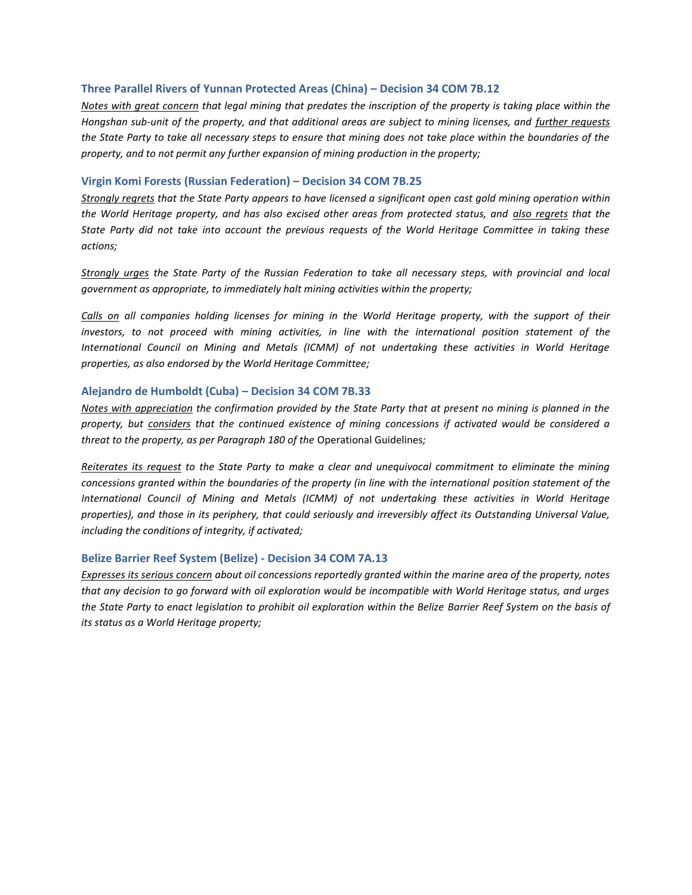### Three Parallel Rivers of Yunnan Protected Areas (China) – Decision 34 COM 7B.12

*Notes with great concern that legal mining that predates the inscription of the property is taking place within the Hongshan sub-unit of the property, and that additional areas are subject to mining licenses, and further requests the State Party to take all necessary steps to ensure that mining does not take place within the boundaries of the property, and to not permit any further expansion of mining production in the property;*

### Virgin Komi Forests (Russian Federation) – Decision 34 COM 7B.25

*Strongly regrets that the State Party appears to have licensed a significant open cast gold mining operation within the World Heritage property, and has also excised other areas from protected status, and also regrets that the State Party did not take into account the previous requests of the World Heritage Committee in taking these actions;*

*Strongly urges the State Party of the Russian Federation to take all necessary steps, with provincial and local government as appropriate, to immediately halt mining activities within the property;*

*Calls on all companies holding licenses for mining in the World Heritage property, with the support of their investors, to not proceed with mining activities, in line with the international position statement of the International Council on Mining and Metals (ICMM) of not undertaking these activities in World Heritage properties, as also endorsed by the World Heritage Committee;*

### Alejandro de Humboldt (Cuba) – Decision 34 COM 7B.33

*Notes with appreciation the confirmation provided by the State Party that at present no mining is planned in the property, but considers that the continued existence of mining concessions if activated would be considered a threat to the property, as per Paragraph 180 of the* Operational Guidelines*;*

*Reiterates its request to the State Party to make a clear and unequivocal commitment to eliminate the mining concessions granted within the boundaries of the property (in line with the international position statement of the International Council of Mining and Metals (ICMM) of not undertaking these activities in World Heritage properties), and those in its periphery, that could seriously and irreversibly affect its Outstanding Universal Value, including the conditions of integrity, if activated;*

### Belize Barrier Reef System (Belize) - Decision 34 COM 7A.13

*Expresses its serious concern about oil concessions reportedly granted within the marine area of the property, notes that any decision to go forward with oil exploration would be incompatible with World Heritage status, and urges the State Party to enact legislation to prohibit oil exploration within the Belize Barrier Reef System on the basis of its status as a World Heritage property;*